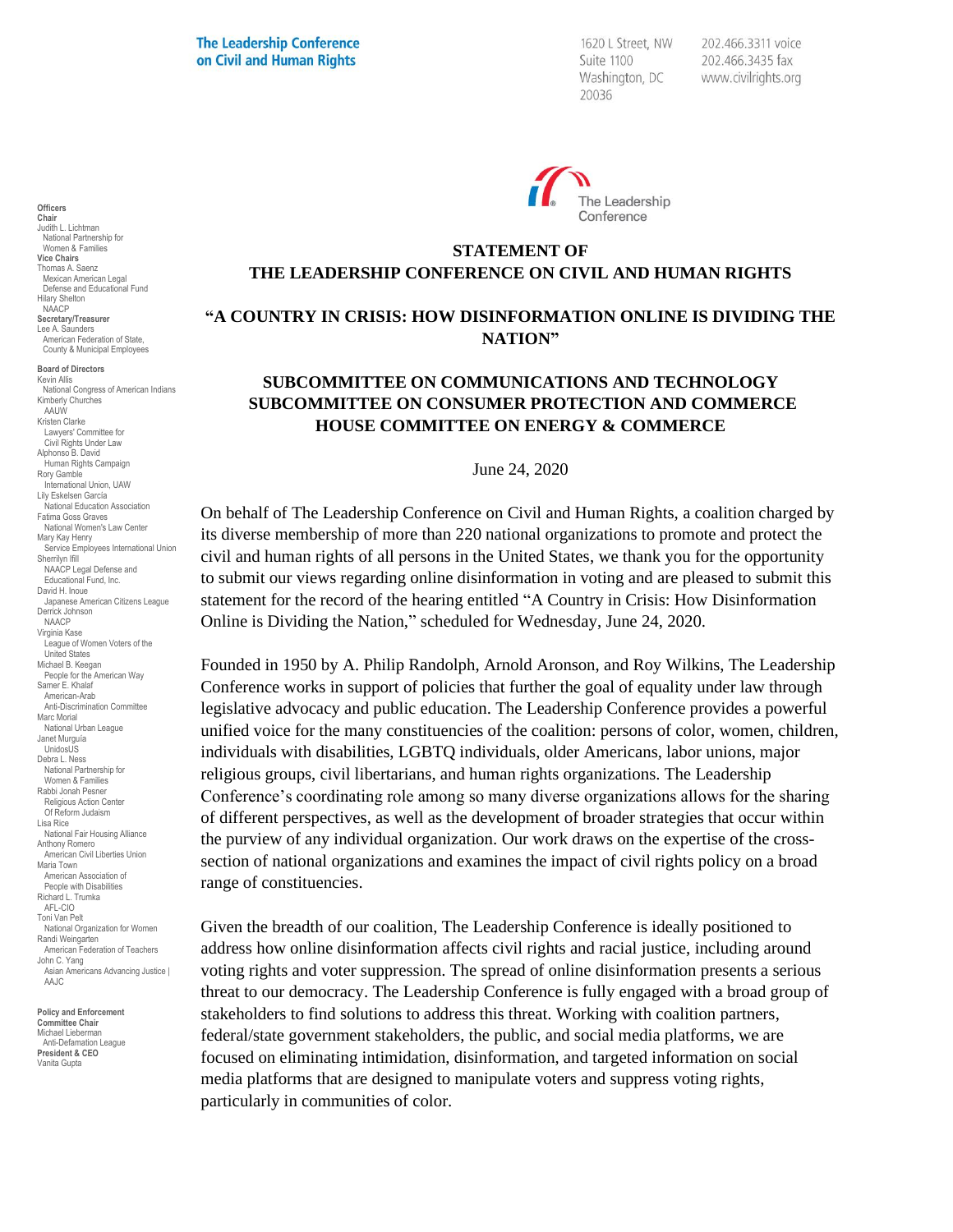**The Leadership Conference on Civil and Human Rights**

1620 L Street, NW
Suite 1100
Washington, DC
20036

202.466.3311 voice
202.466.3435 fax
www.civilrights.org

**Officers**
**Chair**
Judith L. Lichtman
National Partnership for Women & Families
**Vice Chairs**
Thomas A. Saenz
Mexican American Legal Defense and Educational Fund
Hilary Shelton
NAACP
**Secretary/Treasurer**
Lee A. Saunders
American Federation of State, County & Municipal Employees

**Board of Directors**
Kevin Allis
National Congress of American Indians
Kimberly Churches
AAUW
Kristen Clarke
Lawyers' Committee for Civil Rights Under Law
Alphonso B. David
Human Rights Campaign
Rory Gamble
International Union, UAW
Lily Eskelsen García
National Education Association
Fatima Goss Graves
National Women's Law Center
Mary Kay Henry
Service Employees International Union
Sherrilyn Ifill
NAACP Legal Defense and Educational Fund, Inc.
David H. Inoue
Japanese American Citizens League
Derrick Johnson
NAACP
Virginia Kase
League of Women Voters of the United States
Michael B. Keegan
People for the American Way
Samer E. Khalaf
American-Arab Anti-Discrimination Committee
Marc Morial
National Urban League
Janet Murguía
UnidosUS
Debra L. Ness
National Partnership for Women & Families
Rabbi Jonah Pesner
Religious Action Center Of Reform Judaism
Lisa Rice
National Fair Housing Alliance
Anthony Romero
American Civil Liberties Union
Maria Town
American Association of People with Disabilities
Richard L. Trumka
AFL-CIO
Toni Van Pelt
National Organization for Women
Randi Weingarten
American Federation of Teachers
John C. Yang
Asian Americans Advancing Justice | AAJC

**Policy and Enforcement Committee Chair**
Michael Lieberman
Anti-Defamation League
**President & CEO**
Vanita Gupta

The Leadership Conference

**STATEMENT OF**
**THE LEADERSHIP CONFERENCE ON CIVIL AND HUMAN RIGHTS**

**"A COUNTRY IN CRISIS: HOW DISINFORMATION ONLINE IS DIVIDING THE NATION"**

**SUBCOMMITTEE ON COMMUNICATIONS AND TECHNOLOGY**
**SUBCOMMITTEE ON CONSUMER PROTECTION AND COMMERCE**
**HOUSE COMMITTEE ON ENERGY & COMMERCE**

June 24, 2020

On behalf of The Leadership Conference on Civil and Human Rights, a coalition charged by its diverse membership of more than 220 national organizations to promote and protect the civil and human rights of all persons in the United States, we thank you for the opportunity to submit our views regarding online disinformation in voting and are pleased to submit this statement for the record of the hearing entitled "A Country in Crisis: How Disinformation Online is Dividing the Nation," scheduled for Wednesday, June 24, 2020.

Founded in 1950 by A. Philip Randolph, Arnold Aronson, and Roy Wilkins, The Leadership Conference works in support of policies that further the goal of equality under law through legislative advocacy and public education. The Leadership Conference provides a powerful unified voice for the many constituencies of the coalition: persons of color, women, children, individuals with disabilities, LGBTQ individuals, older Americans, labor unions, major religious groups, civil libertarians, and human rights organizations. The Leadership Conference's coordinating role among so many diverse organizations allows for the sharing of different perspectives, as well as the development of broader strategies that occur within the purview of any individual organization. Our work draws on the expertise of the cross-section of national organizations and examines the impact of civil rights policy on a broad range of constituencies.

Given the breadth of our coalition, The Leadership Conference is ideally positioned to address how online disinformation affects civil rights and racial justice, including around voting rights and voter suppression. The spread of online disinformation presents a serious threat to our democracy. The Leadership Conference is fully engaged with a broad group of stakeholders to find solutions to address this threat. Working with coalition partners, federal/state government stakeholders, the public, and social media platforms, we are focused on eliminating intimidation, disinformation, and targeted information on social media platforms that are designed to manipulate voters and suppress voting rights, particularly in communities of color.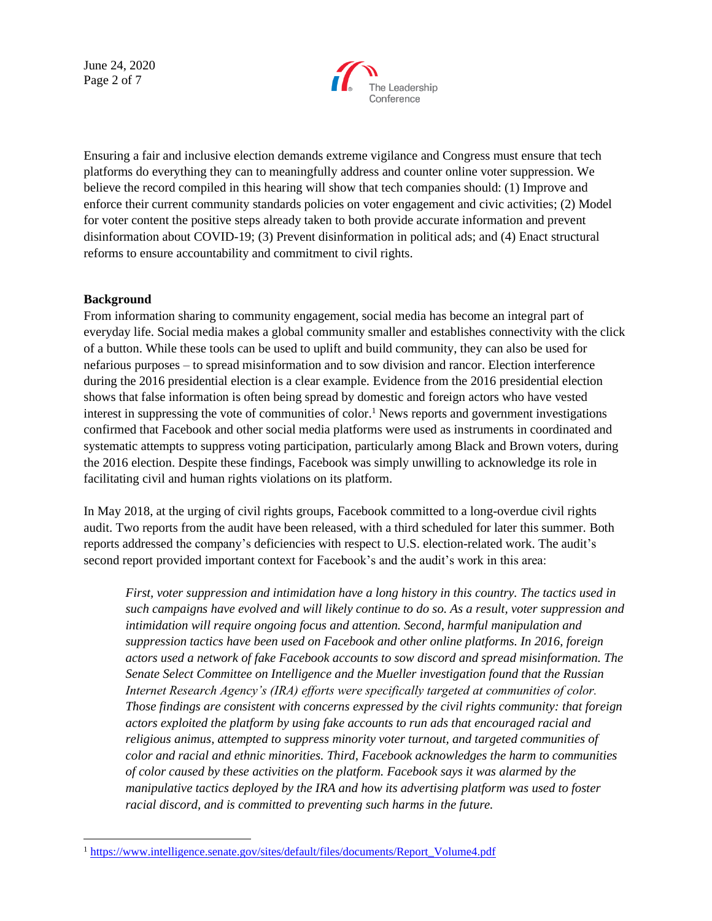Ensuring a fair and inclusive election demands extreme vigilance and Congress must ensure that tech platforms do everything they can to meaningfully address and counter online voter suppression. We believe the record compiled in this hearing will show that tech companies should: (1) Improve and enforce their current community standards policies on voter engagement and civic activities; (2) Model for voter content the positive steps already taken to both provide accurate information and prevent disinformation about COVID-19; (3) Prevent disinformation in political ads; and (4) Enact structural reforms to ensure accountability and commitment to civil rights.

**Background**

From information sharing to community engagement, social media has become an integral part of everyday life. Social media makes a global community smaller and establishes connectivity with the click of a button. While these tools can be used to uplift and build community, they can also be used for nefarious purposes – to spread misinformation and to sow division and rancor. Election interference during the 2016 presidential election is a clear example. Evidence from the 2016 presidential election shows that false information is often being spread by domestic and foreign actors who have vested interest in suppressing the vote of communities of color.[1] News reports and government investigations confirmed that Facebook and other social media platforms were used as instruments in coordinated and systematic attempts to suppress voting participation, particularly among Black and Brown voters, during the 2016 election. Despite these findings, Facebook was simply unwilling to acknowledge its role in facilitating civil and human rights violations on its platform.

In May 2018, at the urging of civil rights groups, Facebook committed to a long-overdue civil rights audit. Two reports from the audit have been released, with a third scheduled for later this summer. Both reports addressed the company's deficiencies with respect to U.S. election-related work. The audit's second report provided important context for Facebook's and the audit's work in this area:

> *First, voter suppression and intimidation have a long history in this country. The tactics used in such campaigns have evolved and will likely continue to do so. As a result, voter suppression and intimidation will require ongoing focus and attention. Second, harmful manipulation and suppression tactics have been used on Facebook and other online platforms. In 2016, foreign actors used a network of fake Facebook accounts to sow discord and spread misinformation. The Senate Select Committee on Intelligence and the Mueller investigation found that the Russian Internet Research Agency's (IRA) efforts were specifically targeted at communities of color. Those findings are consistent with concerns expressed by the civil rights community: that foreign actors exploited the platform by using fake accounts to run ads that encouraged racial and religious animus, attempted to suppress minority voter turnout, and targeted communities of color and racial and ethnic minorities. Third, Facebook acknowledges the harm to communities of color caused by these activities on the platform. Facebook says it was alarmed by the manipulative tactics deployed by the IRA and how its advertising platform was used to foster racial discord, and is committed to preventing such harms in the future.*

[1] https://www.intelligence.senate.gov/sites/default/files/documents/Report_Volume4.pdf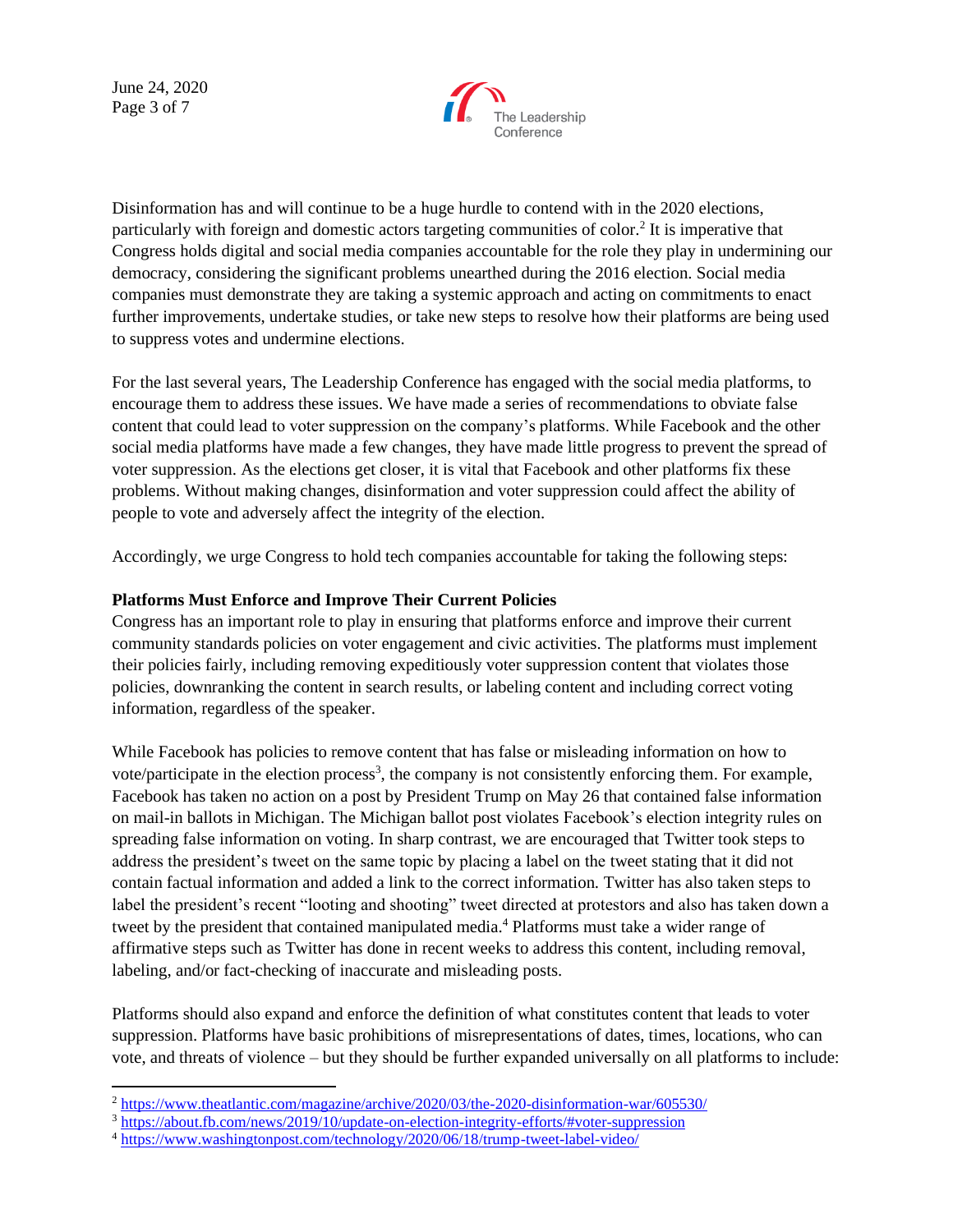Disinformation has and will continue to be a huge hurdle to contend with in the 2020 elections, particularly with foreign and domestic actors targeting communities of color.[2] It is imperative that Congress holds digital and social media companies accountable for the role they play in undermining our democracy, considering the significant problems unearthed during the 2016 election. Social media companies must demonstrate they are taking a systemic approach and acting on commitments to enact further improvements, undertake studies, or take new steps to resolve how their platforms are being used to suppress votes and undermine elections.

For the last several years, The Leadership Conference has engaged with the social media platforms, to encourage them to address these issues. We have made a series of recommendations to obviate false content that could lead to voter suppression on the company's platforms. While Facebook and the other social media platforms have made a few changes, they have made little progress to prevent the spread of voter suppression. As the elections get closer, it is vital that Facebook and other platforms fix these problems. Without making changes, disinformation and voter suppression could affect the ability of people to vote and adversely affect the integrity of the election.

Accordingly, we urge Congress to hold tech companies accountable for taking the following steps:

**Platforms Must Enforce and Improve Their Current Policies**

Congress has an important role to play in ensuring that platforms enforce and improve their current community standards policies on voter engagement and civic activities. The platforms must implement their policies fairly, including removing expeditiously voter suppression content that violates those policies, downranking the content in search results, or labeling content and including correct voting information, regardless of the speaker.

While Facebook has policies to remove content that has false or misleading information on how to vote/participate in the election process[3], the company is not consistently enforcing them. For example, Facebook has taken no action on a post by President Trump on May 26 that contained false information on mail-in ballots in Michigan. The Michigan ballot post violates Facebook's election integrity rules on spreading false information on voting. In sharp contrast, we are encouraged that Twitter took steps to address the president's tweet on the same topic by placing a label on the tweet stating that it did not contain factual information and added a link to the correct information. Twitter has also taken steps to label the president's recent "looting and shooting" tweet directed at protestors and also has taken down a tweet by the president that contained manipulated media.[4] Platforms must take a wider range of affirmative steps such as Twitter has done in recent weeks to address this content, including removal, labeling, and/or fact-checking of inaccurate and misleading posts.

Platforms should also expand and enforce the definition of what constitutes content that leads to voter suppression. Platforms have basic prohibitions of misrepresentations of dates, times, locations, who can vote, and threats of violence – but they should be further expanded universally on all platforms to include:

---

[2] https://www.theatlantic.com/magazine/archive/2020/03/the-2020-disinformation-war/605530/

[3] https://about.fb.com/news/2019/10/update-on-election-integrity-efforts/#voter-suppression

[4] https://www.washingtonpost.com/technology/2020/06/18/trump-tweet-label-video/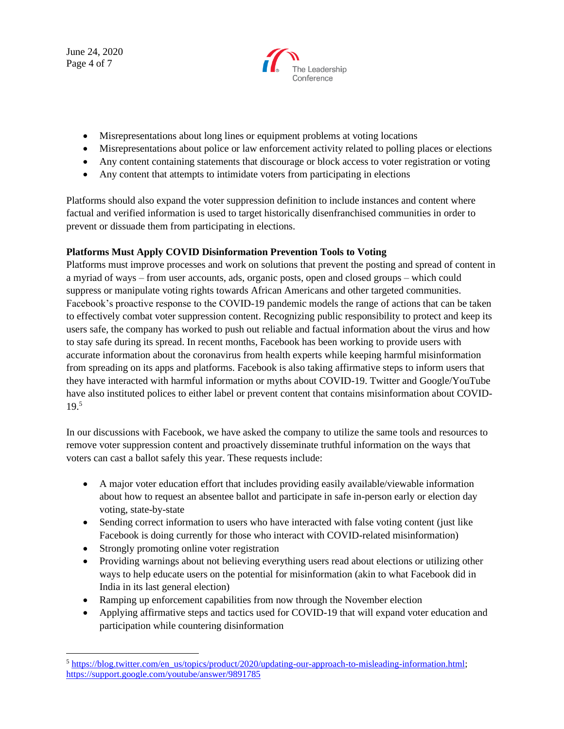- Misrepresentations about long lines or equipment problems at voting locations
- Misrepresentations about police or law enforcement activity related to polling places or elections
- Any content containing statements that discourage or block access to voter registration or voting
- Any content that attempts to intimidate voters from participating in elections

Platforms should also expand the voter suppression definition to include instances and content where factual and verified information is used to target historically disenfranchised communities in order to prevent or dissuade them from participating in elections.

**Platforms Must Apply COVID Disinformation Prevention Tools to Voting**

Platforms must improve processes and work on solutions that prevent the posting and spread of content in a myriad of ways – from user accounts, ads, organic posts, open and closed groups – which could suppress or manipulate voting rights towards African Americans and other targeted communities. Facebook's proactive response to the COVID-19 pandemic models the range of actions that can be taken to effectively combat voter suppression content. Recognizing public responsibility to protect and keep its users safe, the company has worked to push out reliable and factual information about the virus and how to stay safe during its spread. In recent months, Facebook has been working to provide users with accurate information about the coronavirus from health experts while keeping harmful misinformation from spreading on its apps and platforms. Facebook is also taking affirmative steps to inform users that they have interacted with harmful information or myths about COVID-19. Twitter and Google/YouTube have also instituted polices to either label or prevent content that contains misinformation about COVID-19.[5]

In our discussions with Facebook, we have asked the company to utilize the same tools and resources to remove voter suppression content and proactively disseminate truthful information on the ways that voters can cast a ballot safely this year. These requests include:

- A major voter education effort that includes providing easily available/viewable information about how to request an absentee ballot and participate in safe in-person early or election day voting, state-by-state
- Sending correct information to users who have interacted with false voting content (just like Facebook is doing currently for those who interact with COVID-related misinformation)
- Strongly promoting online voter registration
- Providing warnings about not believing everything users read about elections or utilizing other ways to help educate users on the potential for misinformation (akin to what Facebook did in India in its last general election)
- Ramping up enforcement capabilities from now through the November election
- Applying affirmative steps and tactics used for COVID-19 that will expand voter education and participation while countering disinformation

[5] https://blog.twitter.com/en_us/topics/product/2020/updating-our-approach-to-misleading-information.html; https://support.google.com/youtube/answer/9891785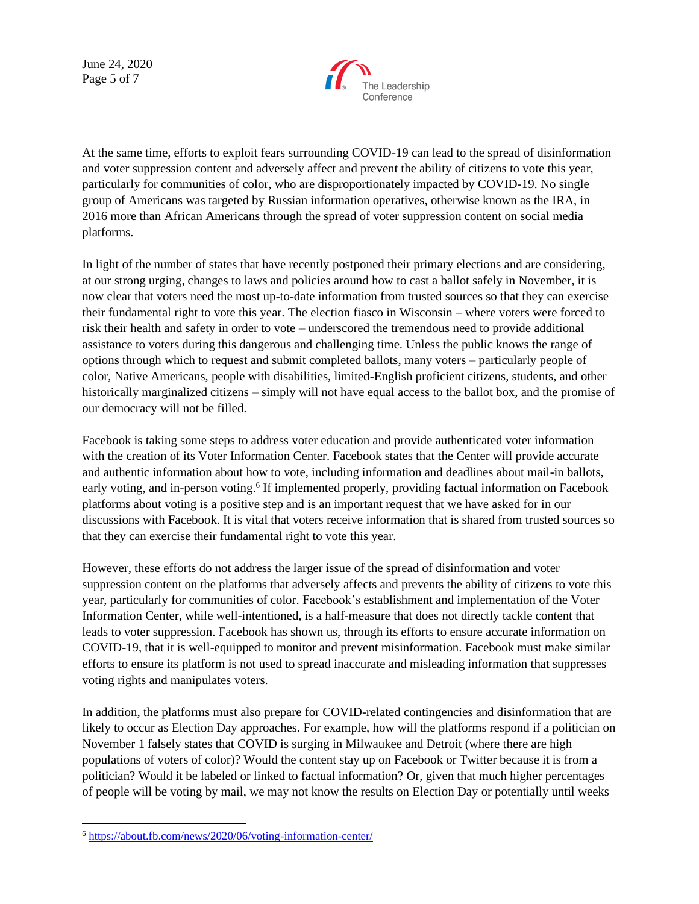At the same time, efforts to exploit fears surrounding COVID-19 can lead to the spread of disinformation and voter suppression content and adversely affect and prevent the ability of citizens to vote this year, particularly for communities of color, who are disproportionately impacted by COVID-19. No single group of Americans was targeted by Russian information operatives, otherwise known as the IRA, in 2016 more than African Americans through the spread of voter suppression content on social media platforms.

In light of the number of states that have recently postponed their primary elections and are considering, at our strong urging, changes to laws and policies around how to cast a ballot safely in November, it is now clear that voters need the most up-to-date information from trusted sources so that they can exercise their fundamental right to vote this year. The election fiasco in Wisconsin – where voters were forced to risk their health and safety in order to vote – underscored the tremendous need to provide additional assistance to voters during this dangerous and challenging time. Unless the public knows the range of options through which to request and submit completed ballots, many voters – particularly people of color, Native Americans, people with disabilities, limited-English proficient citizens, students, and other historically marginalized citizens – simply will not have equal access to the ballot box, and the promise of our democracy will not be filled.

Facebook is taking some steps to address voter education and provide authenticated voter information with the creation of its Voter Information Center. Facebook states that the Center will provide accurate and authentic information about how to vote, including information and deadlines about mail-in ballots, early voting, and in-person voting.[6] If implemented properly, providing factual information on Facebook platforms about voting is a positive step and is an important request that we have asked for in our discussions with Facebook. It is vital that voters receive information that is shared from trusted sources so that they can exercise their fundamental right to vote this year.

However, these efforts do not address the larger issue of the spread of disinformation and voter suppression content on the platforms that adversely affects and prevents the ability of citizens to vote this year, particularly for communities of color. Facebook's establishment and implementation of the Voter Information Center, while well-intentioned, is a half-measure that does not directly tackle content that leads to voter suppression. Facebook has shown us, through its efforts to ensure accurate information on COVID-19, that it is well-equipped to monitor and prevent misinformation. Facebook must make similar efforts to ensure its platform is not used to spread inaccurate and misleading information that suppresses voting rights and manipulates voters.

In addition, the platforms must also prepare for COVID-related contingencies and disinformation that are likely to occur as Election Day approaches. For example, how will the platforms respond if a politician on November 1 falsely states that COVID is surging in Milwaukee and Detroit (where there are high populations of voters of color)? Would the content stay up on Facebook or Twitter because it is from a politician? Would it be labeled or linked to factual information? Or, given that much higher percentages of people will be voting by mail, we may not know the results on Election Day or potentially until weeks

---

[6] https://about.fb.com/news/2020/06/voting-information-center/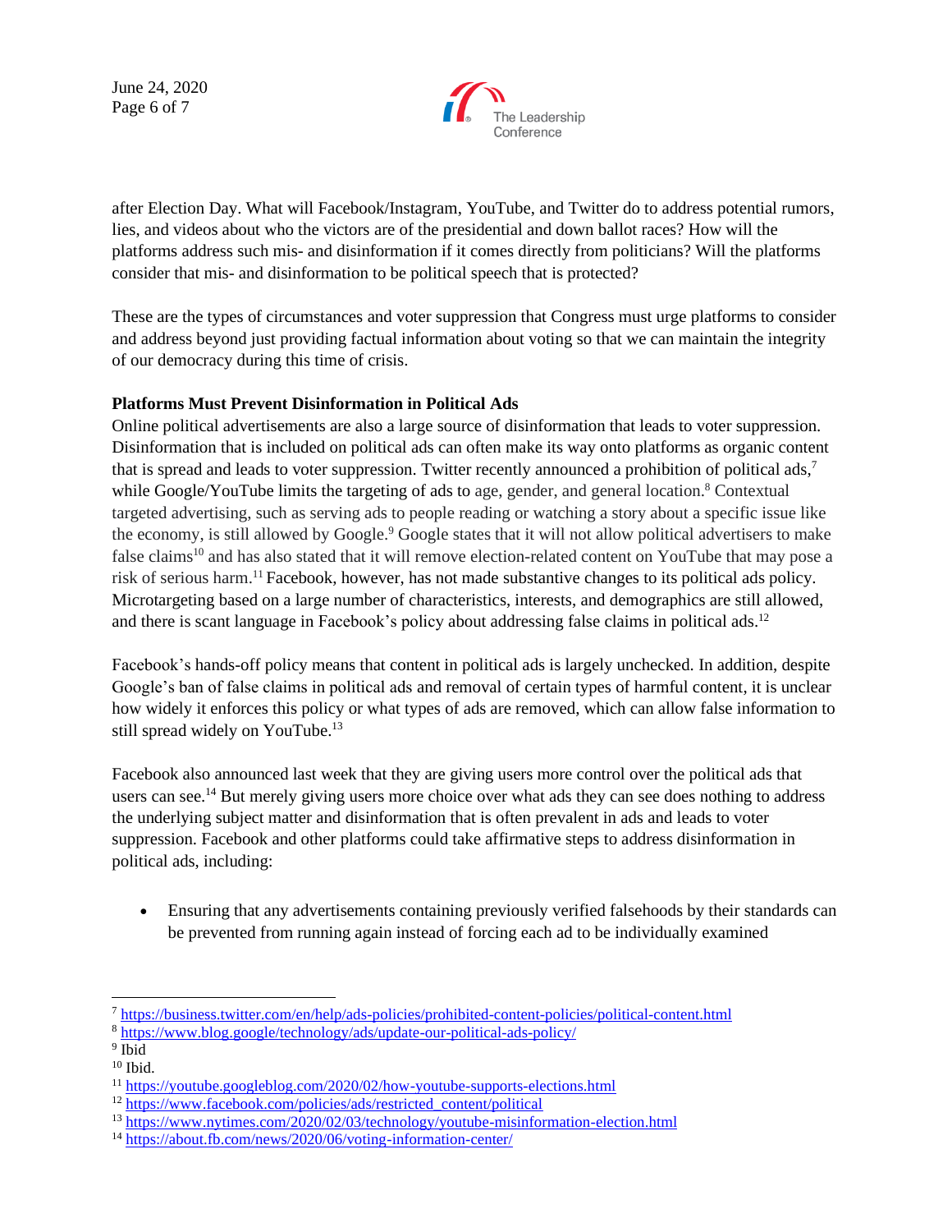after Election Day. What will Facebook/Instagram, YouTube, and Twitter do to address potential rumors, lies, and videos about who the victors are of the presidential and down ballot races? How will the platforms address such mis- and disinformation if it comes directly from politicians? Will the platforms consider that mis- and disinformation to be political speech that is protected?

These are the types of circumstances and voter suppression that Congress must urge platforms to consider and address beyond just providing factual information about voting so that we can maintain the integrity of our democracy during this time of crisis.

**Platforms Must Prevent Disinformation in Political Ads**

Online political advertisements are also a large source of disinformation that leads to voter suppression. Disinformation that is included on political ads can often make its way onto platforms as organic content that is spread and leads to voter suppression. Twitter recently announced a prohibition of political ads,[7] while Google/YouTube limits the targeting of ads to age, gender, and general location.[8] Contextual targeted advertising, such as serving ads to people reading or watching a story about a specific issue like the economy, is still allowed by Google.[9] Google states that it will not allow political advertisers to make false claims[10] and has also stated that it will remove election-related content on YouTube that may pose a risk of serious harm.[11] Facebook, however, has not made substantive changes to its political ads policy. Microtargeting based on a large number of characteristics, interests, and demographics are still allowed, and there is scant language in Facebook's policy about addressing false claims in political ads.[12]

Facebook's hands-off policy means that content in political ads is largely unchecked. In addition, despite Google's ban of false claims in political ads and removal of certain types of harmful content, it is unclear how widely it enforces this policy or what types of ads are removed, which can allow false information to still spread widely on YouTube.[13]

Facebook also announced last week that they are giving users more control over the political ads that users can see.[14] But merely giving users more choice over what ads they can see does nothing to address the underlying subject matter and disinformation that is often prevalent in ads and leads to voter suppression. Facebook and other platforms could take affirmative steps to address disinformation in political ads, including:

- Ensuring that any advertisements containing previously verified falsehoods by their standards can be prevented from running again instead of forcing each ad to be individually examined

---

[7] https://business.twitter.com/en/help/ads-policies/prohibited-content-policies/political-content.html
[8] https://www.blog.google/technology/ads/update-our-political-ads-policy/
[9] Ibid
[10] Ibid.
[11] https://youtube.googleblog.com/2020/02/how-youtube-supports-elections.html
[12] https://www.facebook.com/policies/ads/restricted_content/political
[13] https://www.nytimes.com/2020/02/03/technology/youtube-misinformation-election.html
[14] https://about.fb.com/news/2020/06/voting-information-center/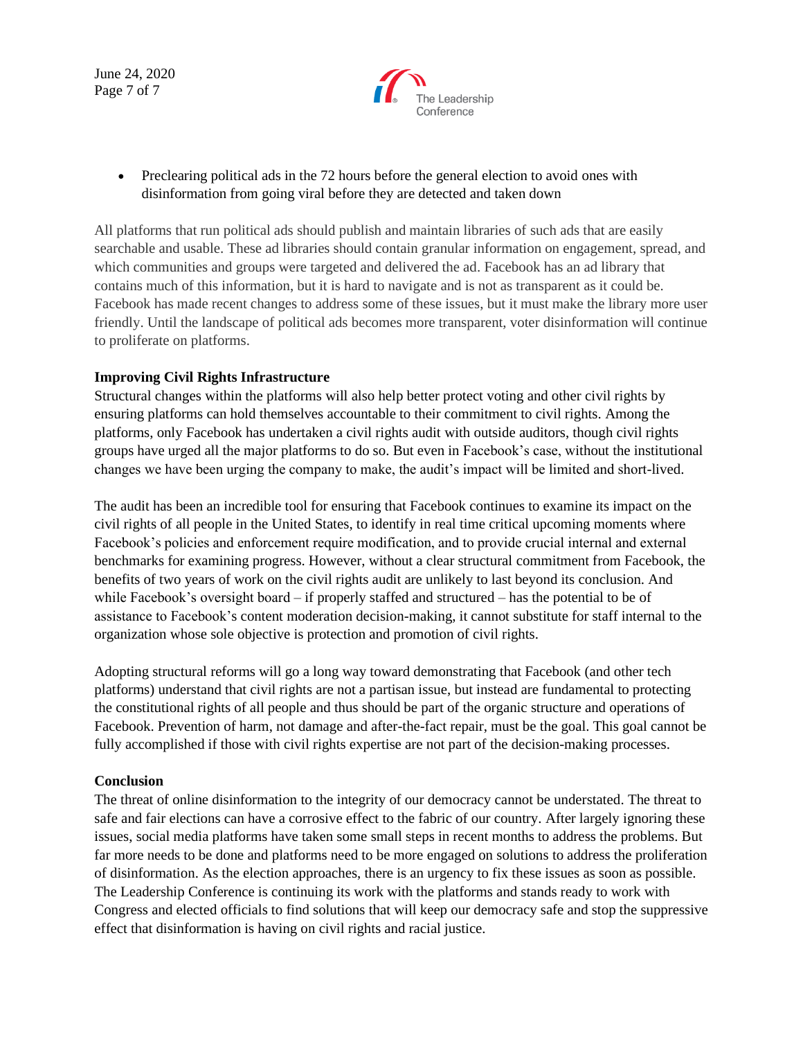- Preclearing political ads in the 72 hours before the general election to avoid ones with disinformation from going viral before they are detected and taken down

All platforms that run political ads should publish and maintain libraries of such ads that are easily searchable and usable. These ad libraries should contain granular information on engagement, spread, and which communities and groups were targeted and delivered the ad. Facebook has an ad library that contains much of this information, but it is hard to navigate and is not as transparent as it could be. Facebook has made recent changes to address some of these issues, but it must make the library more user friendly. Until the landscape of political ads becomes more transparent, voter disinformation will continue to proliferate on platforms.

**Improving Civil Rights Infrastructure**

Structural changes within the platforms will also help better protect voting and other civil rights by ensuring platforms can hold themselves accountable to their commitment to civil rights. Among the platforms, only Facebook has undertaken a civil rights audit with outside auditors, though civil rights groups have urged all the major platforms to do so. But even in Facebook's case, without the institutional changes we have been urging the company to make, the audit's impact will be limited and short-lived.

The audit has been an incredible tool for ensuring that Facebook continues to examine its impact on the civil rights of all people in the United States, to identify in real time critical upcoming moments where Facebook's policies and enforcement require modification, and to provide crucial internal and external benchmarks for examining progress. However, without a clear structural commitment from Facebook, the benefits of two years of work on the civil rights audit are unlikely to last beyond its conclusion. And while Facebook's oversight board – if properly staffed and structured – has the potential to be of assistance to Facebook's content moderation decision-making, it cannot substitute for staff internal to the organization whose sole objective is protection and promotion of civil rights.

Adopting structural reforms will go a long way toward demonstrating that Facebook (and other tech platforms) understand that civil rights are not a partisan issue, but instead are fundamental to protecting the constitutional rights of all people and thus should be part of the organic structure and operations of Facebook. Prevention of harm, not damage and after-the-fact repair, must be the goal. This goal cannot be fully accomplished if those with civil rights expertise are not part of the decision-making processes.

**Conclusion**

The threat of online disinformation to the integrity of our democracy cannot be understated. The threat to safe and fair elections can have a corrosive effect to the fabric of our country. After largely ignoring these issues, social media platforms have taken some small steps in recent months to address the problems. But far more needs to be done and platforms need to be more engaged on solutions to address the proliferation of disinformation. As the election approaches, there is an urgency to fix these issues as soon as possible. The Leadership Conference is continuing its work with the platforms and stands ready to work with Congress and elected officials to find solutions that will keep our democracy safe and stop the suppressive effect that disinformation is having on civil rights and racial justice.